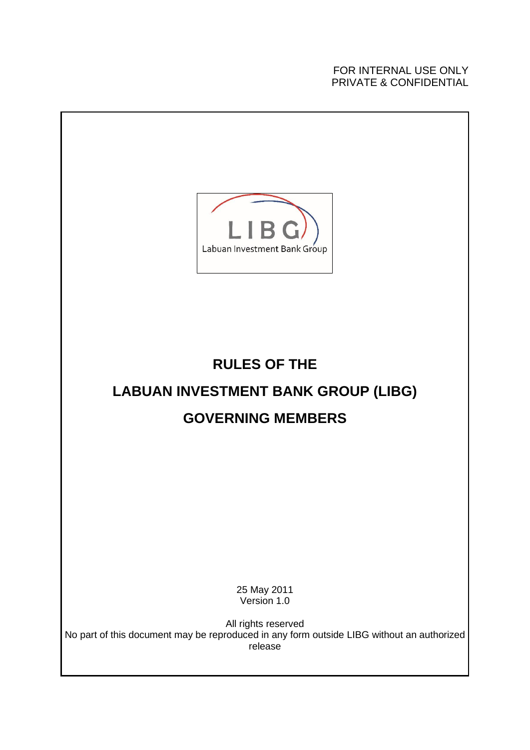FOR INTERNAL USE ONLY
PRIVATE & CONFIDENTIAL

LIBG
Labuan Investment Bank Group

# RULES OF THE

# LABUAN INVESTMENT BANK GROUP (LIBG)

# GOVERNING MEMBERS

25 May 2011
Version 1.0

All rights reserved
No part of this document may be reproduced in any form outside LIBG without an authorized release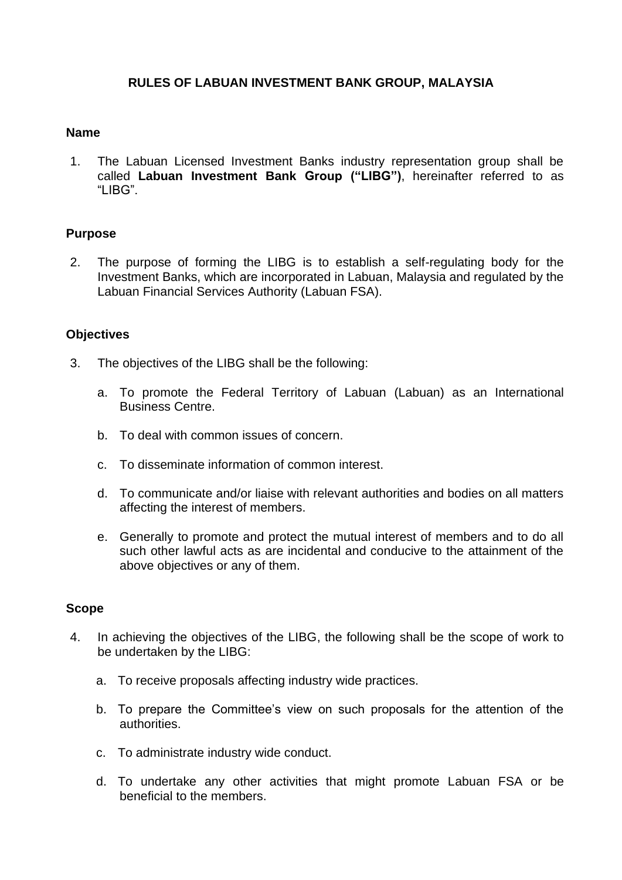# RULES OF LABUAN INVESTMENT BANK GROUP, MALAYSIA

## Name

1. The Labuan Licensed Investment Banks industry representation group shall be called **Labuan Investment Bank Group ("LIBG")**, hereinafter referred to as "LIBG".

## Purpose

2. The purpose of forming the LIBG is to establish a self-regulating body for the Investment Banks, which are incorporated in Labuan, Malaysia and regulated by the Labuan Financial Services Authority (Labuan FSA).

## Objectives

3. The objectives of the LIBG shall be the following:

   a. To promote the Federal Territory of Labuan (Labuan) as an International Business Centre.

   b. To deal with common issues of concern.

   c. To disseminate information of common interest.

   d. To communicate and/or liaise with relevant authorities and bodies on all matters affecting the interest of members.

   e. Generally to promote and protect the mutual interest of members and to do all such other lawful acts as are incidental and conducive to the attainment of the above objectives or any of them.

## Scope

4. In achieving the objectives of the LIBG, the following shall be the scope of work to be undertaken by the LIBG:

   a. To receive proposals affecting industry wide practices.

   b. To prepare the Committee's view on such proposals for the attention of the authorities.

   c. To administrate industry wide conduct.

   d. To undertake any other activities that might promote Labuan FSA or be beneficial to the members.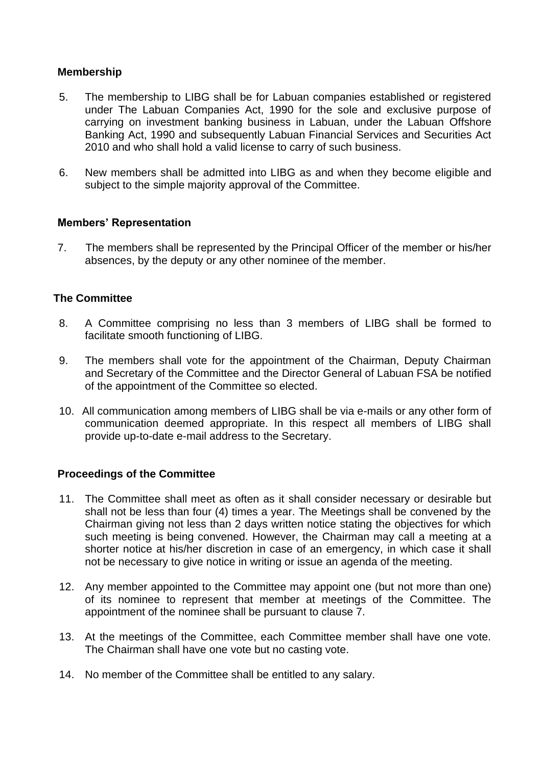**Membership**

5. The membership to LIBG shall be for Labuan companies established or registered under The Labuan Companies Act, 1990 for the sole and exclusive purpose of carrying on investment banking business in Labuan, under the Labuan Offshore Banking Act, 1990 and subsequently Labuan Financial Services and Securities Act 2010 and who shall hold a valid license to carry of such business.

6. New members shall be admitted into LIBG as and when they become eligible and subject to the simple majority approval of the Committee.

**Members' Representation**

7. The members shall be represented by the Principal Officer of the member or his/her absences, by the deputy or any other nominee of the member.

**The Committee**

8. A Committee comprising no less than 3 members of LIBG shall be formed to facilitate smooth functioning of LIBG.

9. The members shall vote for the appointment of the Chairman, Deputy Chairman and Secretary of the Committee and the Director General of Labuan FSA be notified of the appointment of the Committee so elected.

10. All communication among members of LIBG shall be via e-mails or any other form of communication deemed appropriate. In this respect all members of LIBG shall provide up-to-date e-mail address to the Secretary.

**Proceedings of the Committee**

11. The Committee shall meet as often as it shall consider necessary or desirable but shall not be less than four (4) times a year. The Meetings shall be convened by the Chairman giving not less than 2 days written notice stating the objectives for which such meeting is being convened. However, the Chairman may call a meeting at a shorter notice at his/her discretion in case of an emergency, in which case it shall not be necessary to give notice in writing or issue an agenda of the meeting.

12. Any member appointed to the Committee may appoint one (but not more than one) of its nominee to represent that member at meetings of the Committee. The appointment of the nominee shall be pursuant to clause 7.

13. At the meetings of the Committee, each Committee member shall have one vote. The Chairman shall have one vote but no casting vote.

14. No member of the Committee shall be entitled to any salary.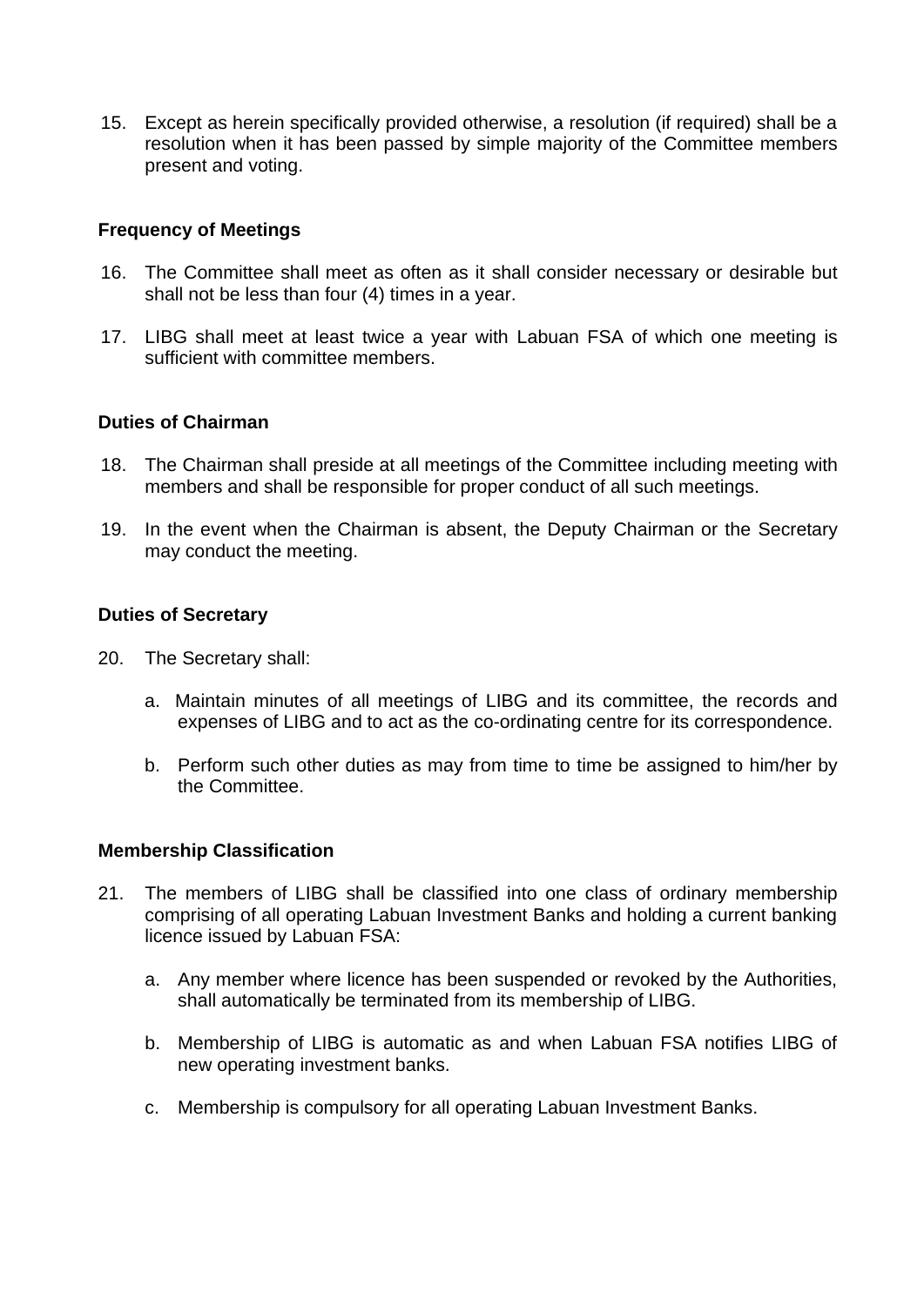15. Except as herein specifically provided otherwise, a resolution (if required) shall be a resolution when it has been passed by simple majority of the Committee members present and voting.

**Frequency of Meetings**

16. The Committee shall meet as often as it shall consider necessary or desirable but shall not be less than four (4) times in a year.

17. LIBG shall meet at least twice a year with Labuan FSA of which one meeting is sufficient with committee members.

**Duties of Chairman**

18. The Chairman shall preside at all meetings of the Committee including meeting with members and shall be responsible for proper conduct of all such meetings.

19. In the event when the Chairman is absent, the Deputy Chairman or the Secretary may conduct the meeting.

**Duties of Secretary**

20. The Secretary shall:

    a. Maintain minutes of all meetings of LIBG and its committee, the records and expenses of LIBG and to act as the co-ordinating centre for its correspondence.

    b. Perform such other duties as may from time to time be assigned to him/her by the Committee.

**Membership Classification**

21. The members of LIBG shall be classified into one class of ordinary membership comprising of all operating Labuan Investment Banks and holding a current banking licence issued by Labuan FSA:

    a. Any member where licence has been suspended or revoked by the Authorities, shall automatically be terminated from its membership of LIBG.

    b. Membership of LIBG is automatic as and when Labuan FSA notifies LIBG of new operating investment banks.

    c. Membership is compulsory for all operating Labuan Investment Banks.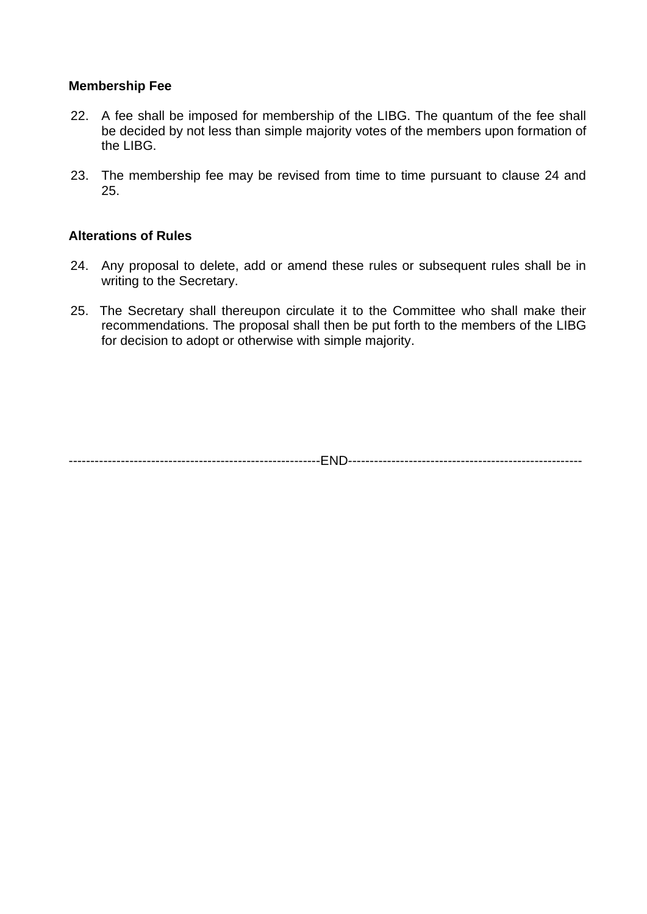### Membership Fee

22. A fee shall be imposed for membership of the LIBG. The quantum of the fee shall be decided by not less than simple majority votes of the members upon formation of the LIBG.

23. The membership fee may be revised from time to time pursuant to clause 24 and 25.

### Alterations of Rules

24. Any proposal to delete, add or amend these rules or subsequent rules shall be in writing to the Secretary.

25. The Secretary shall thereupon circulate it to the Committee who shall make their recommendations. The proposal shall then be put forth to the members of the LIBG for decision to adopt or otherwise with simple majority.

---------------------------------------------------------END-----------------------------------------------------